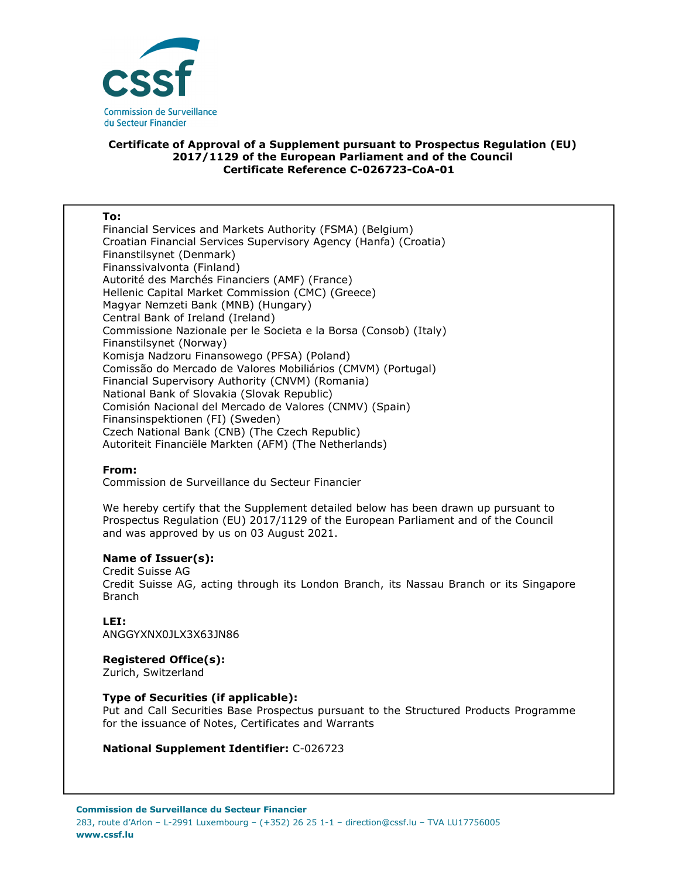cssf

Commission de Surveillance du Secteur Financier

**Certificate of Approval of a Supplement pursuant to Prospectus Regulation (EU) 2017/1129 of the European Parliament and of the Council**
**Certificate Reference C-026723-CoA-01**

**To:**
Financial Services and Markets Authority (FSMA) (Belgium)
Croatian Financial Services Supervisory Agency (Hanfa) (Croatia)
Finanstilsynet (Denmark)
Finanssivalvonta (Finland)
Autorité des Marchés Financiers (AMF) (France)
Hellenic Capital Market Commission (CMC) (Greece)
Magyar Nemzeti Bank (MNB) (Hungary)
Central Bank of Ireland (Ireland)
Commissione Nazionale per le Societa e la Borsa (Consob) (Italy)
Finanstilsynet (Norway)
Komisja Nadzoru Finansowego (PFSA) (Poland)
Comissão do Mercado de Valores Mobiliários (CMVM) (Portugal)
Financial Supervisory Authority (CNVM) (Romania)
National Bank of Slovakia (Slovak Republic)
Comisión Nacional del Mercado de Valores (CNMV) (Spain)
Finansinspektionen (FI) (Sweden)
Czech National Bank (CNB) (The Czech Republic)
Autoriteit Financiële Markten (AFM) (The Netherlands)

**From:**
Commission de Surveillance du Secteur Financier

We hereby certify that the Supplement detailed below has been drawn up pursuant to Prospectus Regulation (EU) 2017/1129 of the European Parliament and of the Council and was approved by us on 03 August 2021.

**Name of Issuer(s):**
Credit Suisse AG
Credit Suisse AG, acting through its London Branch, its Nassau Branch or its Singapore Branch

**LEI:**
ANGGYXNX0JLX3X63JN86

**Registered Office(s):**
Zurich, Switzerland

**Type of Securities (if applicable):**
Put and Call Securities Base Prospectus pursuant to the Structured Products Programme for the issuance of Notes, Certificates and Warrants

**National Supplement Identifier:** C-026723

**Commission de Surveillance du Secteur Financier**
283, route d'Arlon – L-2991 Luxembourg – (+352) 26 25 1-1 – direction@cssf.lu – TVA LU17756005
**www.cssf.lu**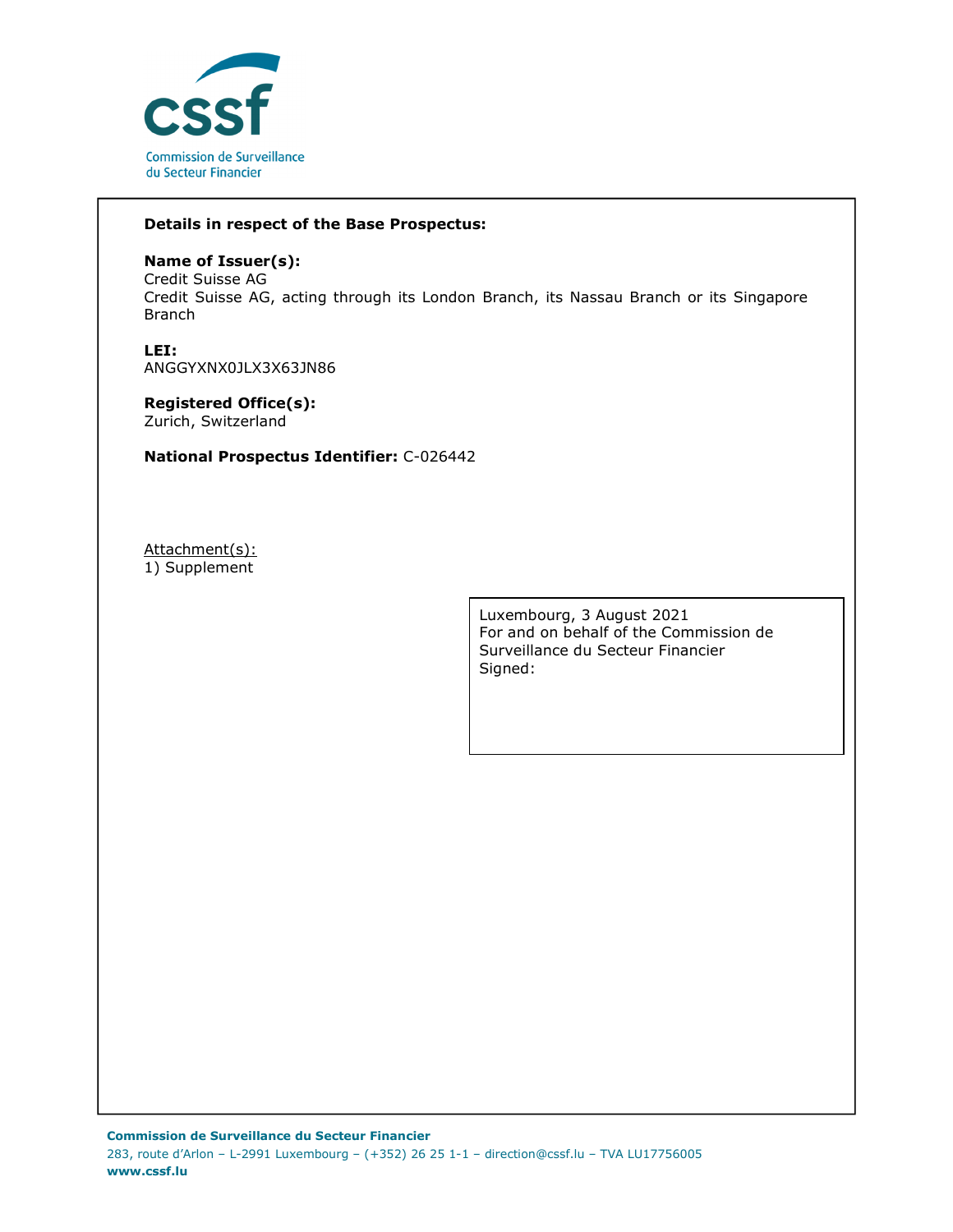**Details in respect of the Base Prospectus:**

**Name of Issuer(s):**
Credit Suisse AG
Credit Suisse AG, acting through its London Branch, its Nassau Branch or its Singapore Branch

**LEI:**
ANGGYXNX0JLX3X63JN86

**Registered Office(s):**
Zurich, Switzerland

**National Prospectus Identifier:** C-026442

Attachment(s):
1) Supplement

Luxembourg, 3 August 2021
For and on behalf of the Commission de Surveillance du Secteur Financier
Signed:

**Commission de Surveillance du Secteur Financier**
283, route d'Arlon – L-2991 Luxembourg – (+352) 26 25 1-1 – direction@cssf.lu – TVA LU17756005
**www.cssf.lu**